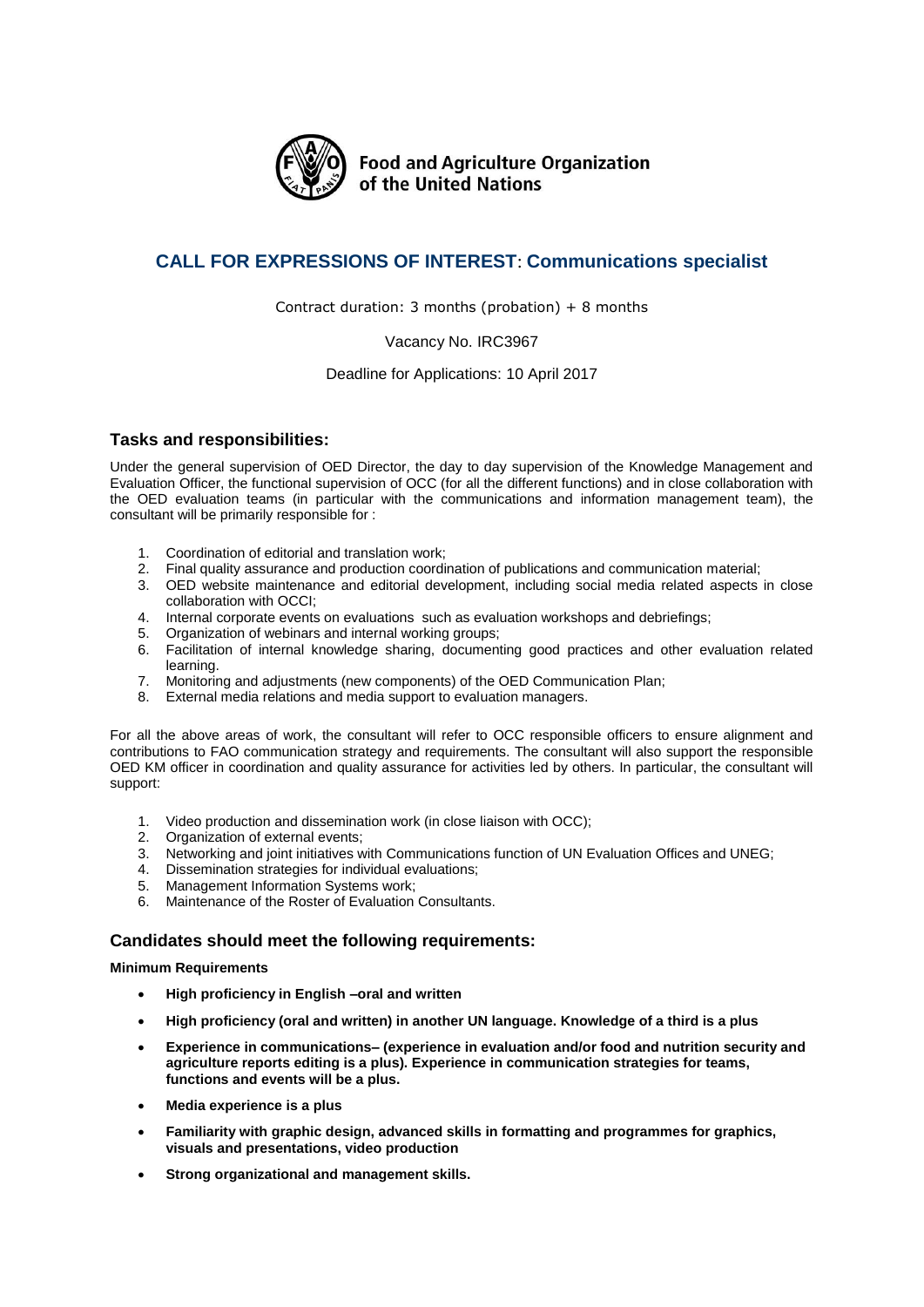Food and Agriculture Organization of the United Nations

# CALL FOR EXPRESSIONS OF INTEREST: Communications specialist

Contract duration: 3 months (probation) + 8 months

Vacancy No. IRC3967

Deadline for Applications: 10 April 2017

## Tasks and responsibilities:

Under the general supervision of OED Director, the day to day supervision of the Knowledge Management and Evaluation Officer, the functional supervision of OCC (for all the different functions) and in close collaboration with the OED evaluation teams (in particular with the communications and information management team), the consultant will be primarily responsible for :

1. Coordination of editorial and translation work;
2. Final quality assurance and production coordination of publications and communication material;
3. OED website maintenance and editorial development, including social media related aspects in close collaboration with OCCI;
4. Internal corporate events on evaluations such as evaluation workshops and debriefings;
5. Organization of webinars and internal working groups;
6. Facilitation of internal knowledge sharing, documenting good practices and other evaluation related learning.
7. Monitoring and adjustments (new components) of the OED Communication Plan;
8. External media relations and media support to evaluation managers.

For all the above areas of work, the consultant will refer to OCC responsible officers to ensure alignment and contributions to FAO communication strategy and requirements. The consultant will also support the responsible OED KM officer in coordination and quality assurance for activities led by others. In particular, the consultant will support:

1. Video production and dissemination work (in close liaison with OCC);
2. Organization of external events;
3. Networking and joint initiatives with Communications function of UN Evaluation Offices and UNEG;
4. Dissemination strategies for individual evaluations;
5. Management Information Systems work;
6. Maintenance of the Roster of Evaluation Consultants.

## Candidates should meet the following requirements:

**Minimum Requirements**

- **High proficiency in English –oral and written**
- **High proficiency (oral and written) in another UN language. Knowledge of a third is a plus**
- **Experience in communications– (experience in evaluation and/or food and nutrition security and agriculture reports editing is a plus). Experience in communication strategies for teams, functions and events will be a plus.**
- **Media experience is a plus**
- **Familiarity with graphic design, advanced skills in formatting and programmes for graphics, visuals and presentations, video production**
- **Strong organizational and management skills.**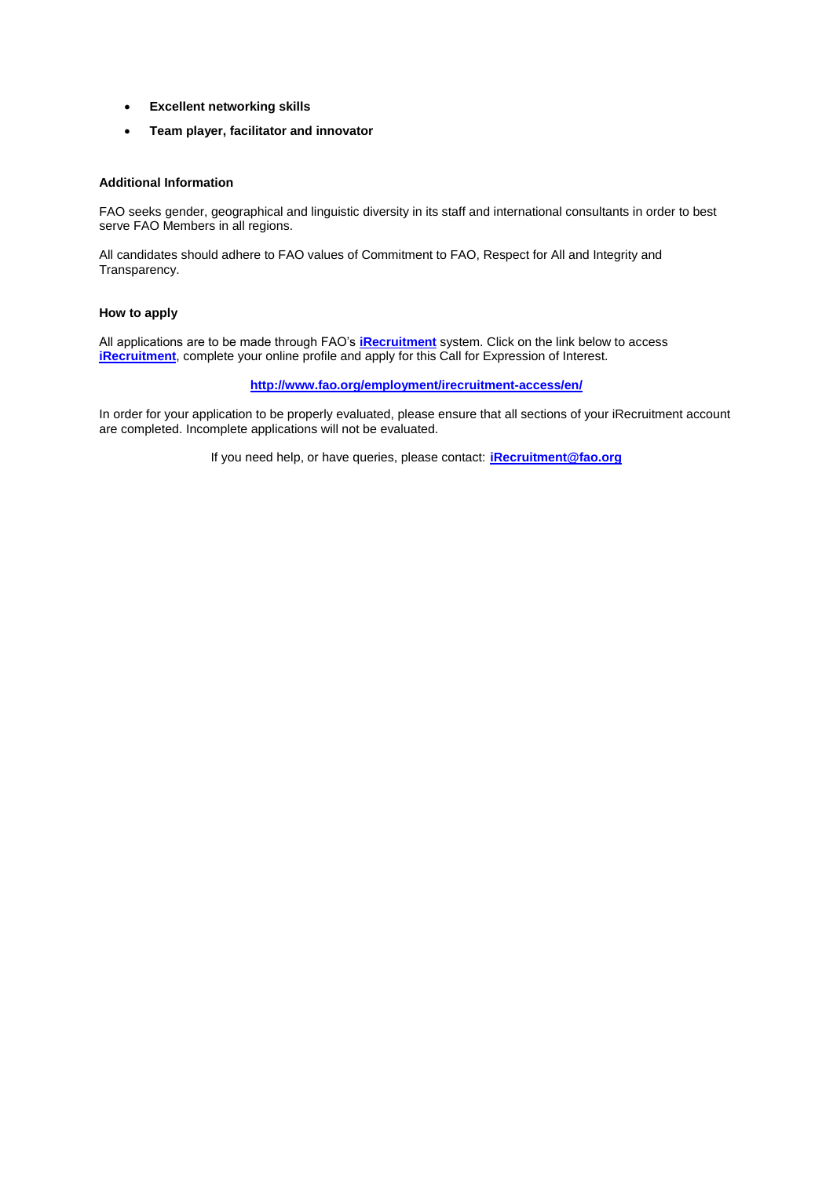- **Excellent networking skills**
- **Team player, facilitator and innovator**

**Additional Information**

FAO seeks gender, geographical and linguistic diversity in its staff and international consultants in order to best serve FAO Members in all regions.

All candidates should adhere to FAO values of Commitment to FAO, Respect for All and Integrity and Transparency.

**How to apply**

All applications are to be made through FAO's **iRecruitment** system. Click on the link below to access **iRecruitment**, complete your online profile and apply for this Call for Expression of Interest.

**http://www.fao.org/employment/irecruitment-access/en/**

In order for your application to be properly evaluated, please ensure that all sections of your iRecruitment account are completed. Incomplete applications will not be evaluated.

If you need help, or have queries, please contact: **iRecruitment@fao.org**